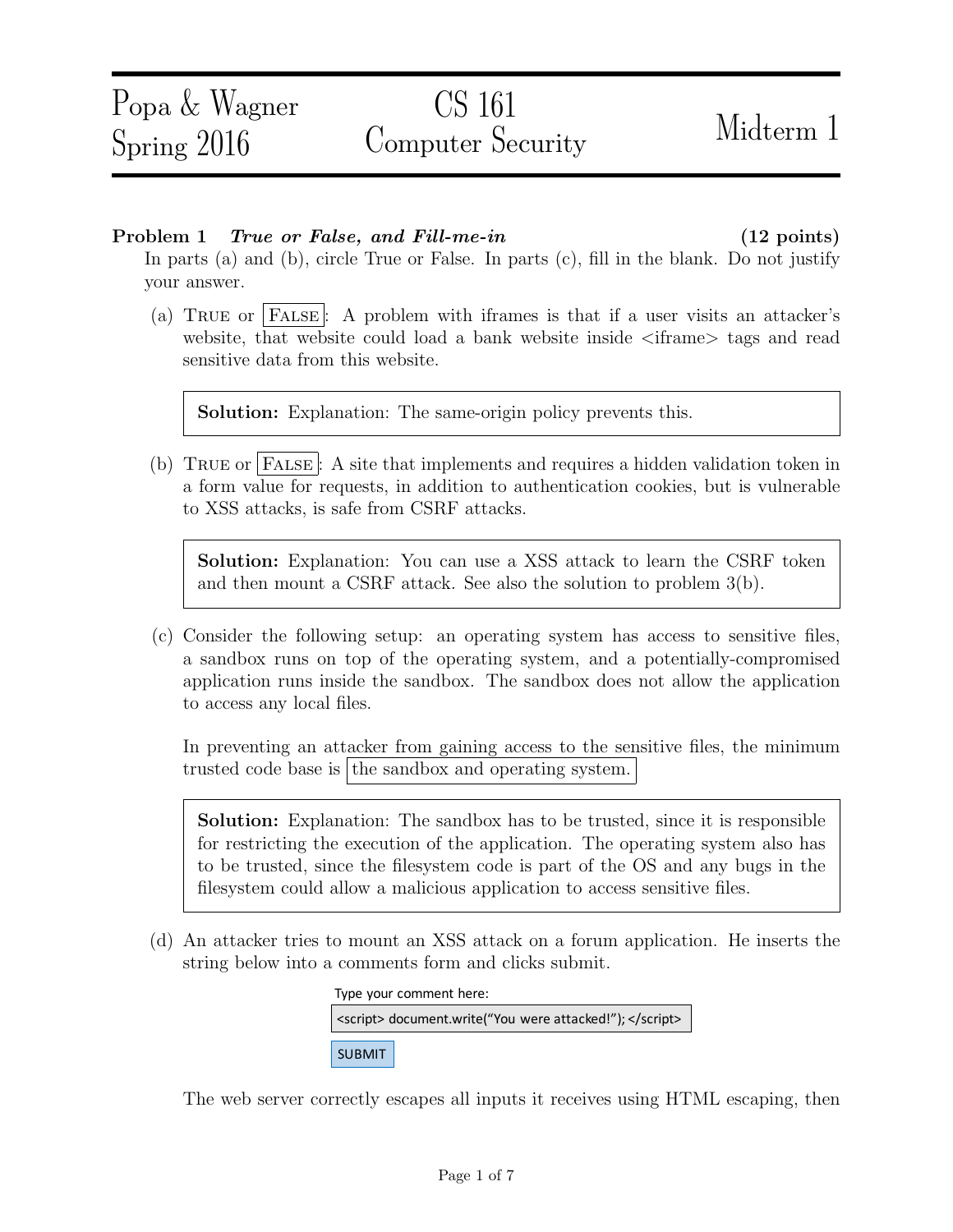# Popa & Wagner Spring 2016 — CS 161 Computer Security — Midterm 1

**Problem 1** ***True or False, and Fill-me-in*** **(12 points)**

In parts (a) and (b), circle True or False. In parts (c), fill in the blank. Do not justify your answer.

(a) TRUE or **[FALSE]**: A problem with iframes is that if a user visits an attacker's website, that website could load a bank website inside <iframe> tags and read sensitive data from this website.

> **Solution:** Explanation: The same-origin policy prevents this.

(b) TRUE or **[FALSE]**: A site that implements and requires a hidden validation token in a form value for requests, in addition to authentication cookies, but is vulnerable to XSS attacks, is safe from CSRF attacks.

> **Solution:** Explanation: You can use a XSS attack to learn the CSRF token and then mount a CSRF attack. See also the solution to problem 3(b).

(c) Consider the following setup: an operating system has access to sensitive files, a sandbox runs on top of the operating system, and a potentially-compromised application runs inside the sandbox. The sandbox does not allow the application to access any local files.

In preventing an attacker from gaining access to the sensitive files, the minimum trusted code base is **[the sandbox and operating system.]**

> **Solution:** Explanation: The sandbox has to be trusted, since it is responsible for restricting the execution of the application. The operating system also has to be trusted, since the filesystem code is part of the OS and any bugs in the filesystem could allow a malicious application to access sensitive files.

(d) An attacker tries to mount an XSS attack on a forum application. He inserts the string below into a comments form and clicks submit.

Type your comment here:

```
<script> document.write("You were attacked!"); </script>
```

SUBMIT

The web server correctly escapes all inputs it receives using HTML escaping, then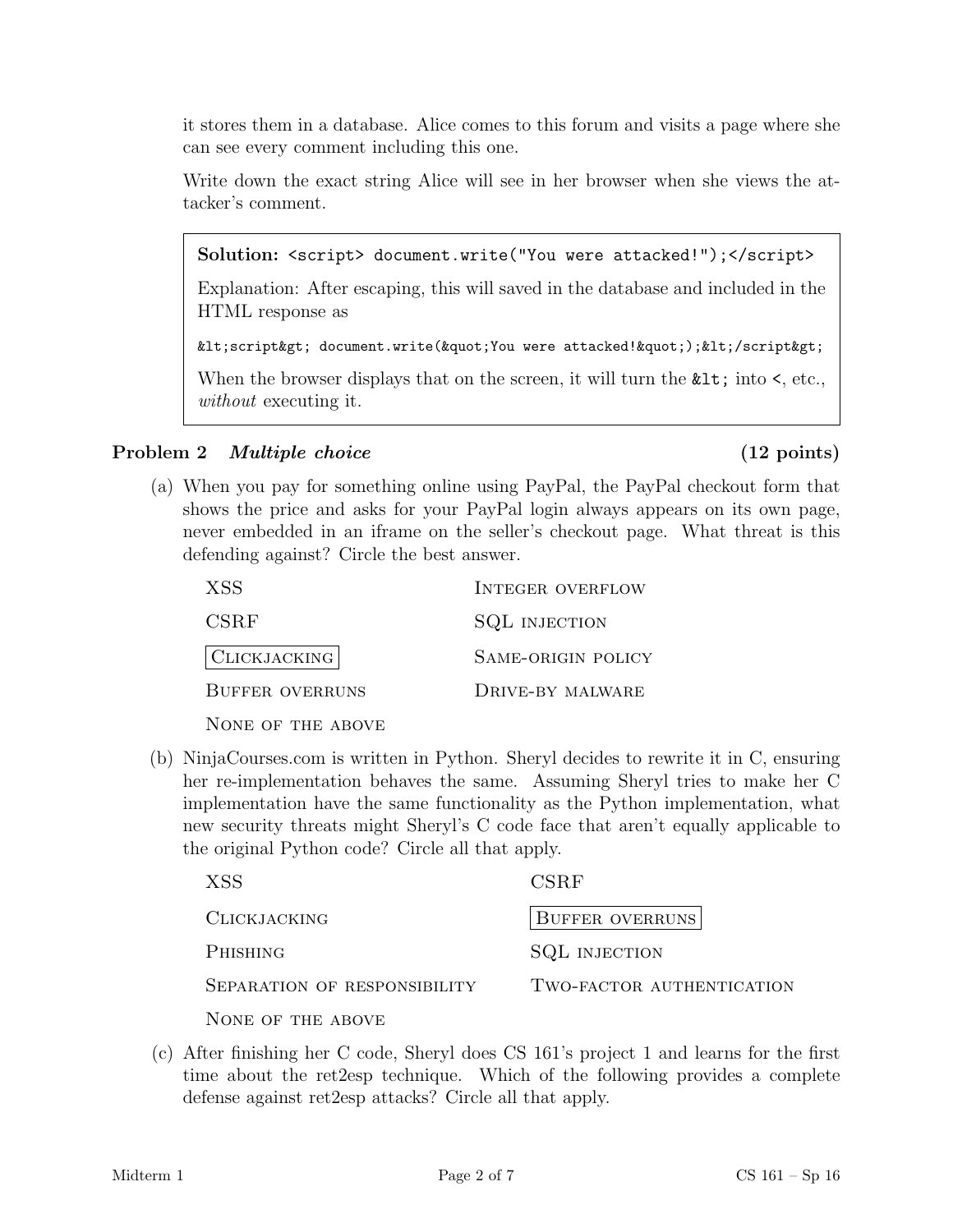it stores them in a database. Alice comes to this forum and visits a page where she can see every comment including this one.

Write down the exact string Alice will see in her browser when she views the attacker's comment.

> **Solution:** `<script> document.write("You were attacked!");</script>`
>
> Explanation: After escaping, this will saved in the database and included in the HTML response as
>
> `&lt;script&gt; document.write(&quot;You were attacked!&quot;);&lt;/script&gt;`
>
> When the browser displays that on the screen, it will turn the `&lt;` into `<`, etc., *without* executing it.

## Problem 2 *Multiple choice* (12 points)

(a) When you pay for something online using PayPal, the PayPal checkout form that shows the price and asks for your PayPal login always appears on its own page, never embedded in an iframe on the seller's checkout page. What threat is this defending against? Circle the best answer.

| | |
|---|---|
| XSS | INTEGER OVERFLOW |
| CSRF | SQL INJECTION |
| **[CLICKJACKING]** | SAME-ORIGIN POLICY |
| BUFFER OVERRUNS | DRIVE-BY MALWARE |
| NONE OF THE ABOVE | |

(b) NinjaCourses.com is written in Python. Sheryl decides to rewrite it in C, ensuring her re-implementation behaves the same. Assuming Sheryl tries to make her C implementation have the same functionality as the Python implementation, what new security threats might Sheryl's C code face that aren't equally applicable to the original Python code? Circle all that apply.

| | |
|---|---|
| XSS | CSRF |
| CLICKJACKING | **[BUFFER OVERRUNS]** |
| PHISHING | SQL INJECTION |
| SEPARATION OF RESPONSIBILITY | TWO-FACTOR AUTHENTICATION |
| NONE OF THE ABOVE | |

(c) After finishing her C code, Sheryl does CS 161's project 1 and learns for the first time about the ret2esp technique. Which of the following provides a complete defense against ret2esp attacks? Circle all that apply.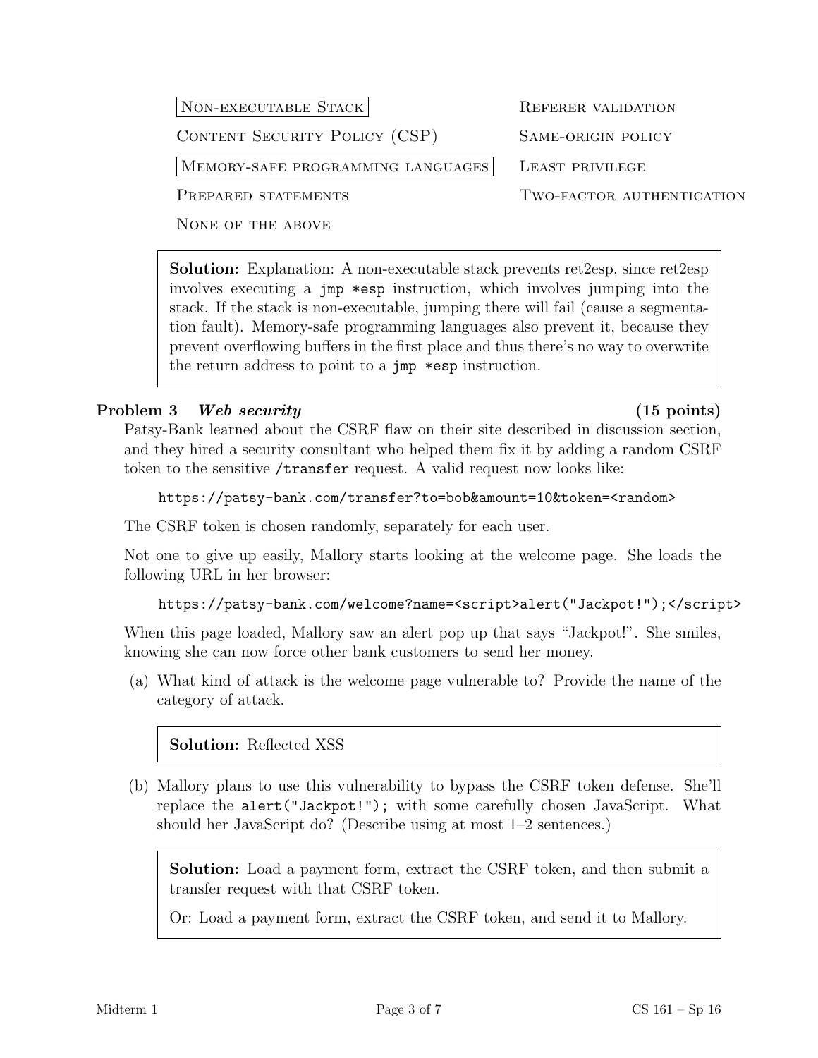| | |
|---|---|
| **[Non-executable Stack]** | Referer validation |
| Content Security Policy (CSP) | Same-origin policy |
| **[Memory-safe programming languages]** | Least privilege |
| Prepared statements | Two-factor authentication |
| None of the above | |

> **Solution:** Explanation: A non-executable stack prevents ret2esp, since ret2esp involves executing a `jmp *esp` instruction, which involves jumping into the stack. If the stack is non-executable, jumping there will fail (cause a segmentation fault). Memory-safe programming languages also prevent it, because they prevent overflowing buffers in the first place and thus there's no way to overwrite the return address to point to a `jmp *esp` instruction.

## Problem 3 *Web security* (15 points)

Patsy-Bank learned about the CSRF flaw on their site described in discussion section, and they hired a security consultant who helped them fix it by adding a random CSRF token to the sensitive `/transfer` request. A valid request now looks like:

```
https://patsy-bank.com/transfer?to=bob&amount=10&token=<random>
```

The CSRF token is chosen randomly, separately for each user.

Not one to give up easily, Mallory starts looking at the welcome page. She loads the following URL in her browser:

```
https://patsy-bank.com/welcome?name=<script>alert("Jackpot!");</script>
```

When this page loaded, Mallory saw an alert pop up that says "Jackpot!". She smiles, knowing she can now force other bank customers to send her money.

(a) What kind of attack is the welcome page vulnerable to? Provide the name of the category of attack.

> **Solution:** Reflected XSS

(b) Mallory plans to use this vulnerability to bypass the CSRF token defense. She'll replace the `alert("Jackpot!");` with some carefully chosen JavaScript. What should her JavaScript do? (Describe using at most 1–2 sentences.)

> **Solution:** Load a payment form, extract the CSRF token, and then submit a transfer request with that CSRF token.
>
> Or: Load a payment form, extract the CSRF token, and send it to Mallory.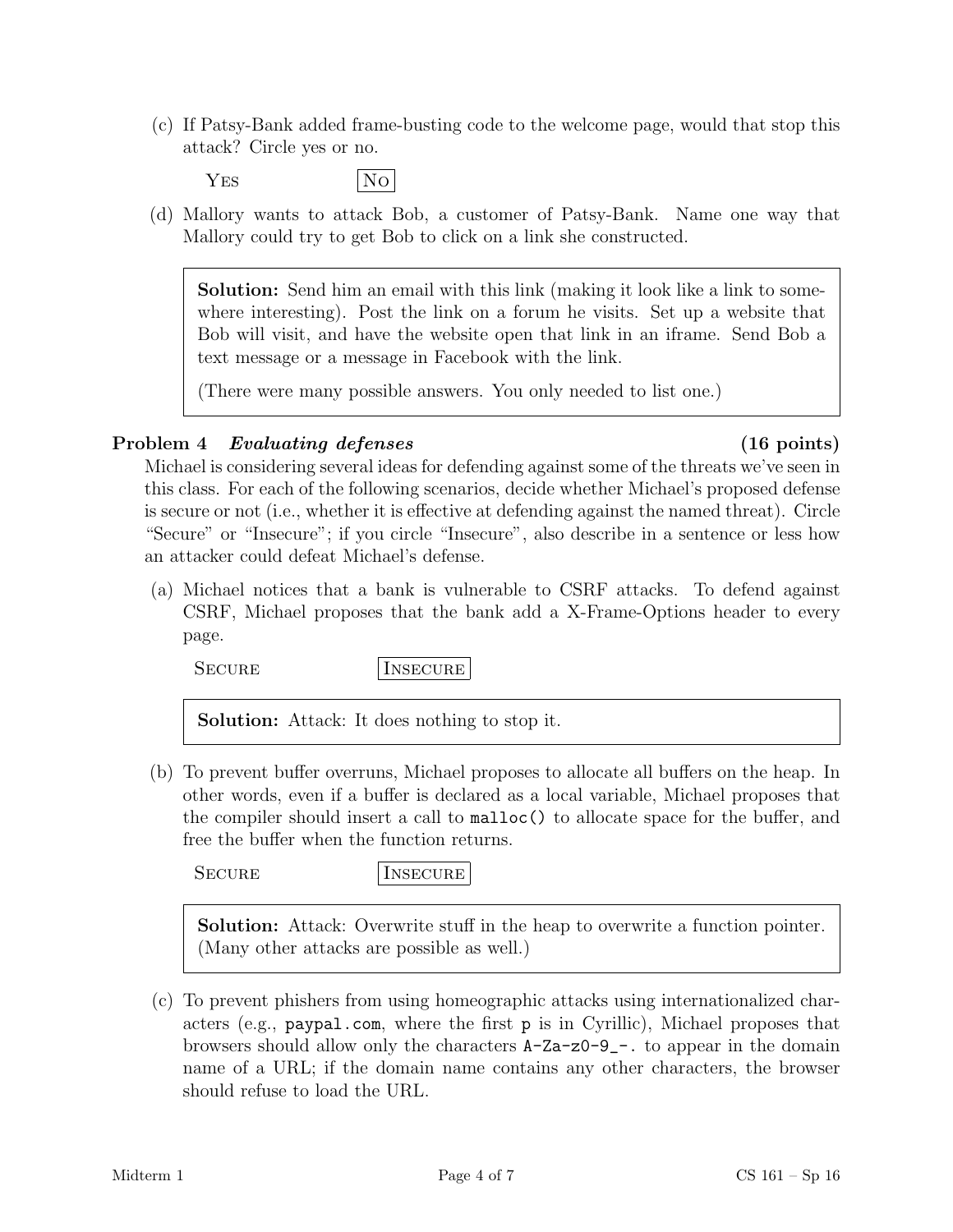(c) If Patsy-Bank added frame-busting code to the welcome page, would that stop this attack? Circle yes or no.

YES &nbsp;&nbsp;&nbsp;&nbsp;&nbsp;&nbsp;&nbsp;&nbsp; **[NO]**

(d) Mallory wants to attack Bob, a customer of Patsy-Bank. Name one way that Mallory could try to get Bob to click on a link she constructed.

> **Solution:** Send him an email with this link (making it look like a link to somewhere interesting). Post the link on a forum he visits. Set up a website that Bob will visit, and have the website open that link in an iframe. Send Bob a text message or a message in Facebook with the link.
>
> (There were many possible answers. You only needed to list one.)

## Problem 4 *Evaluating defenses* (16 points)

Michael is considering several ideas for defending against some of the threats we've seen in this class. For each of the following scenarios, decide whether Michael's proposed defense is secure or not (i.e., whether it is effective at defending against the named threat). Circle "Secure" or "Insecure"; if you circle "Insecure", also describe in a sentence or less how an attacker could defeat Michael's defense.

(a) Michael notices that a bank is vulnerable to CSRF attacks. To defend against CSRF, Michael proposes that the bank add a X-Frame-Options header to every page.

SECURE &nbsp;&nbsp;&nbsp;&nbsp;&nbsp;&nbsp;&nbsp;&nbsp; **[INSECURE]**

> **Solution:** Attack: It does nothing to stop it.

(b) To prevent buffer overruns, Michael proposes to allocate all buffers on the heap. In other words, even if a buffer is declared as a local variable, Michael proposes that the compiler should insert a call to `malloc()` to allocate space for the buffer, and free the buffer when the function returns.

SECURE &nbsp;&nbsp;&nbsp;&nbsp;&nbsp;&nbsp;&nbsp;&nbsp; **[INSECURE]**

> **Solution:** Attack: Overwrite stuff in the heap to overwrite a function pointer. (Many other attacks are possible as well.)

(c) To prevent phishers from using homeographic attacks using internationalized characters (e.g., `paypal.com`, where the first `p` is in Cyrillic), Michael proposes that browsers should allow only the characters `A-Za-z0-9_-.` to appear in the domain name of a URL; if the domain name contains any other characters, the browser should refuse to load the URL.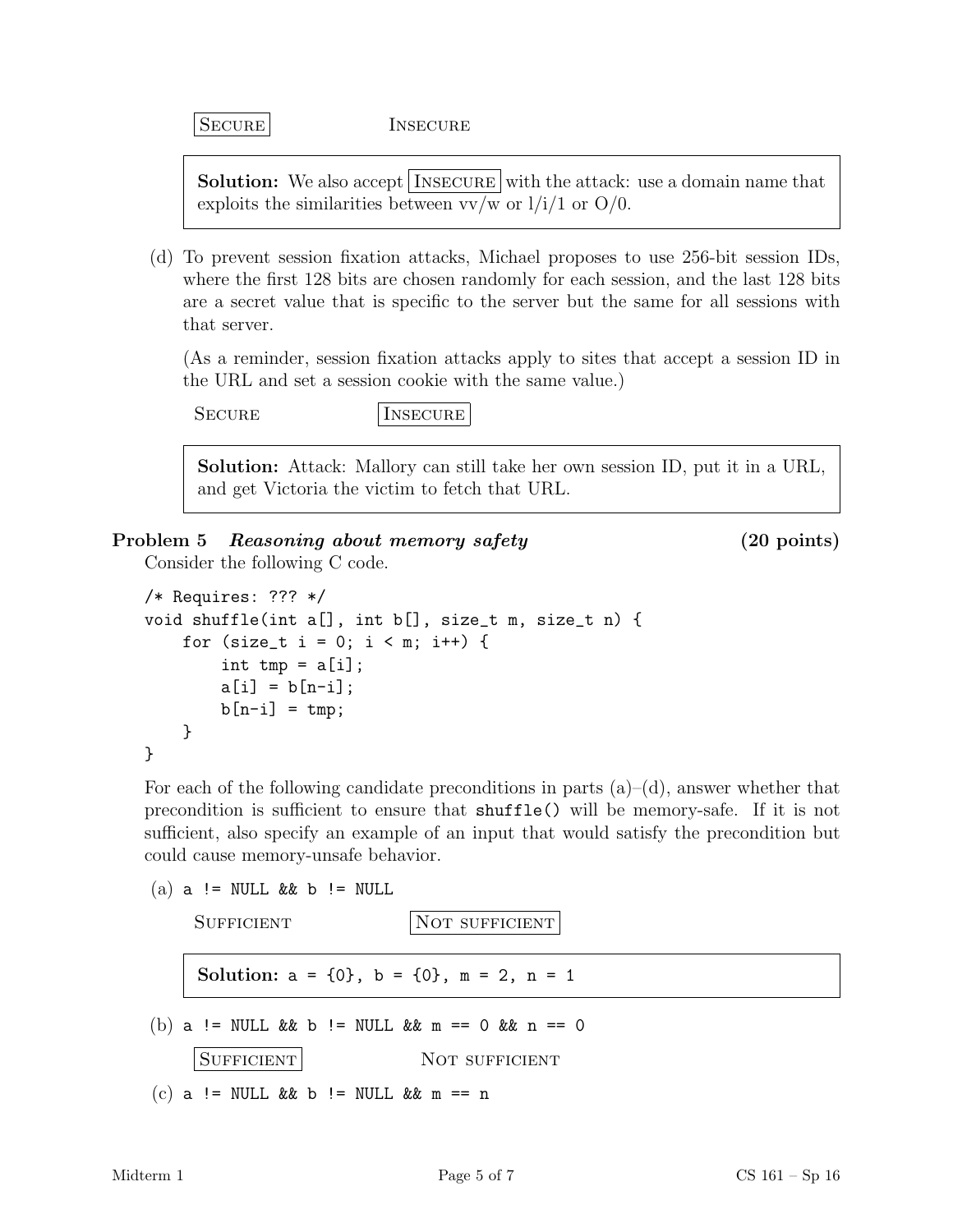SECURE [boxed] INSECURE

> **Solution:** We also accept [INSECURE] with the attack: use a domain name that exploits the similarities between vv/w or l/i/1 or O/0.

(d) To prevent session fixation attacks, Michael proposes to use 256-bit session IDs, where the first 128 bits are chosen randomly for each session, and the last 128 bits are a secret value that is specific to the server but the same for all sessions with that server.

(As a reminder, session fixation attacks apply to sites that accept a session ID in the URL and set a session cookie with the same value.)

SECURE INSECURE [boxed]

> **Solution:** Attack: Mallory can still take her own session ID, put it in a URL, and get Victoria the victim to fetch that URL.

## Problem 5 *Reasoning about memory safety* (20 points)

Consider the following C code.

```
/* Requires: ??? */
void shuffle(int a[], int b[], size_t m, size_t n) {
    for (size_t i = 0; i < m; i++) {
        int tmp = a[i];
        a[i] = b[n-i];
        b[n-i] = tmp;
    }
}
```

For each of the following candidate preconditions in parts (a)–(d), answer whether that precondition is sufficient to ensure that `shuffle()` will be memory-safe. If it is not sufficient, also specify an example of an input that would satisfy the precondition but could cause memory-unsafe behavior.

(a) `a != NULL && b != NULL`

SUFFICIENT NOT SUFFICIENT [boxed]

> **Solution:** `a = {0}, b = {0}, m = 2, n = 1`

(b) `a != NULL && b != NULL && m == 0 && n == 0`

SUFFICIENT [boxed] NOT SUFFICIENT

(c) `a != NULL && b != NULL && m == n`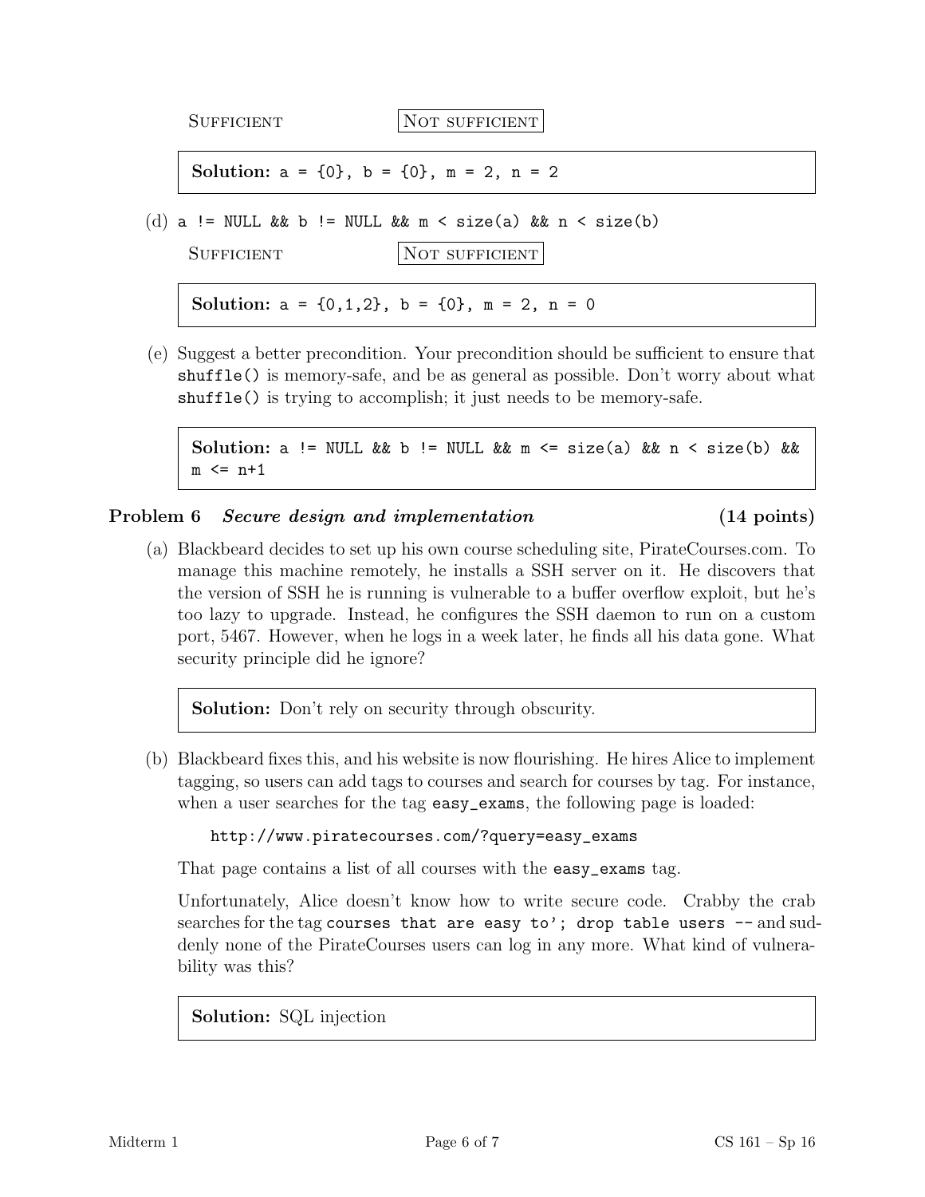SUFFICIENT　　　　　　[NOT SUFFICIENT]

> **Solution:** `a = {0}, b = {0}, m = 2, n = 2`

(d) `a != NULL && b != NULL && m < size(a) && n < size(b)`

SUFFICIENT　　　　　　[NOT SUFFICIENT]

> **Solution:** `a = {0,1,2}, b = {0}, m = 2, n = 0`

(e) Suggest a better precondition. Your precondition should be sufficient to ensure that `shuffle()` is memory-safe, and be as general as possible. Don't worry about what `shuffle()` is trying to accomplish; it just needs to be memory-safe.

> **Solution:** `a != NULL && b != NULL && m <= size(a) && n < size(b) && m <= n+1`

## Problem 6 *Secure design and implementation* (14 points)

(a) Blackbeard decides to set up his own course scheduling site, PirateCourses.com. To manage this machine remotely, he installs a SSH server on it. He discovers that the version of SSH he is running is vulnerable to a buffer overflow exploit, but he's too lazy to upgrade. Instead, he configures the SSH daemon to run on a custom port, 5467. However, when he logs in a week later, he finds all his data gone. What security principle did he ignore?

> **Solution:** Don't rely on security through obscurity.

(b) Blackbeard fixes this, and his website is now flourishing. He hires Alice to implement tagging, so users can add tags to courses and search for courses by tag. For instance, when a user searches for the tag `easy_exams`, the following page is loaded:

```
http://www.piratecourses.com/?query=easy_exams
```

That page contains a list of all courses with the `easy_exams` tag.

Unfortunately, Alice doesn't know how to write secure code. Crabby the crab searches for the tag `courses that are easy to'; drop table users --` and suddenly none of the PirateCourses users can log in any more. What kind of vulnerability was this?

> **Solution:** SQL injection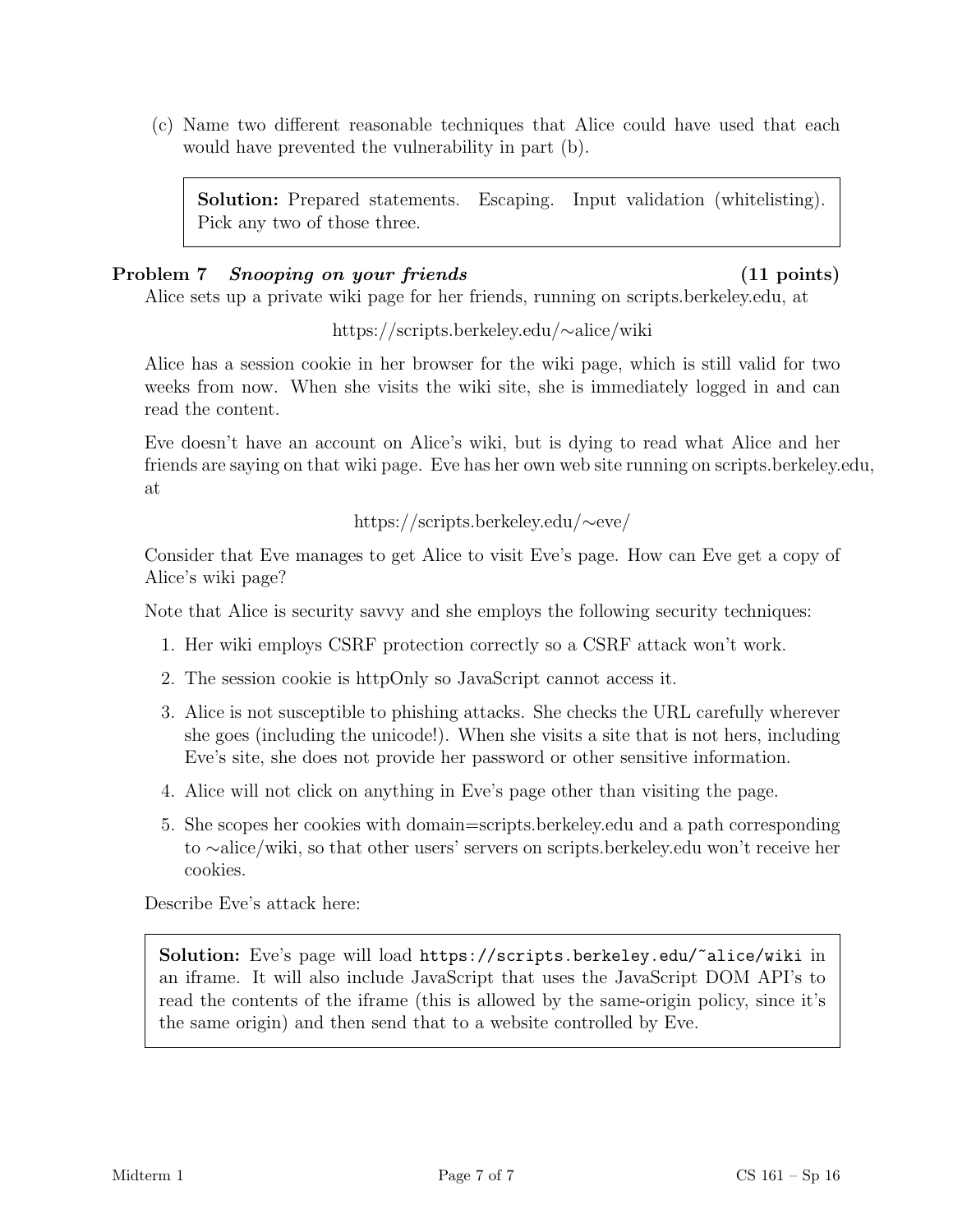(c) Name two different reasonable techniques that Alice could have used that each would have prevented the vulnerability in part (b).

> **Solution:** Prepared statements. Escaping. Input validation (whitelisting). Pick any two of those three.

### Problem 7 *Snooping on your friends* (11 points)

Alice sets up a private wiki page for her friends, running on scripts.berkeley.edu, at

https://scripts.berkeley.edu/∼alice/wiki

Alice has a session cookie in her browser for the wiki page, which is still valid for two weeks from now. When she visits the wiki site, she is immediately logged in and can read the content.

Eve doesn't have an account on Alice's wiki, but is dying to read what Alice and her friends are saying on that wiki page. Eve has her own web site running on scripts.berkeley.edu, at

https://scripts.berkeley.edu/∼eve/

Consider that Eve manages to get Alice to visit Eve's page. How can Eve get a copy of Alice's wiki page?

Note that Alice is security savvy and she employs the following security techniques:

1. Her wiki employs CSRF protection correctly so a CSRF attack won't work.
2. The session cookie is httpOnly so JavaScript cannot access it.
3. Alice is not susceptible to phishing attacks. She checks the URL carefully wherever she goes (including the unicode!). When she visits a site that is not hers, including Eve's site, she does not provide her password or other sensitive information.
4. Alice will not click on anything in Eve's page other than visiting the page.
5. She scopes her cookies with domain=scripts.berkeley.edu and a path corresponding to ∼alice/wiki, so that other users' servers on scripts.berkeley.edu won't receive her cookies.

Describe Eve's attack here:

> **Solution:** Eve's page will load `https://scripts.berkeley.edu/~alice/wiki` in an iframe. It will also include JavaScript that uses the JavaScript DOM API's to read the contents of the iframe (this is allowed by the same-origin policy, since it's the same origin) and then send that to a website controlled by Eve.